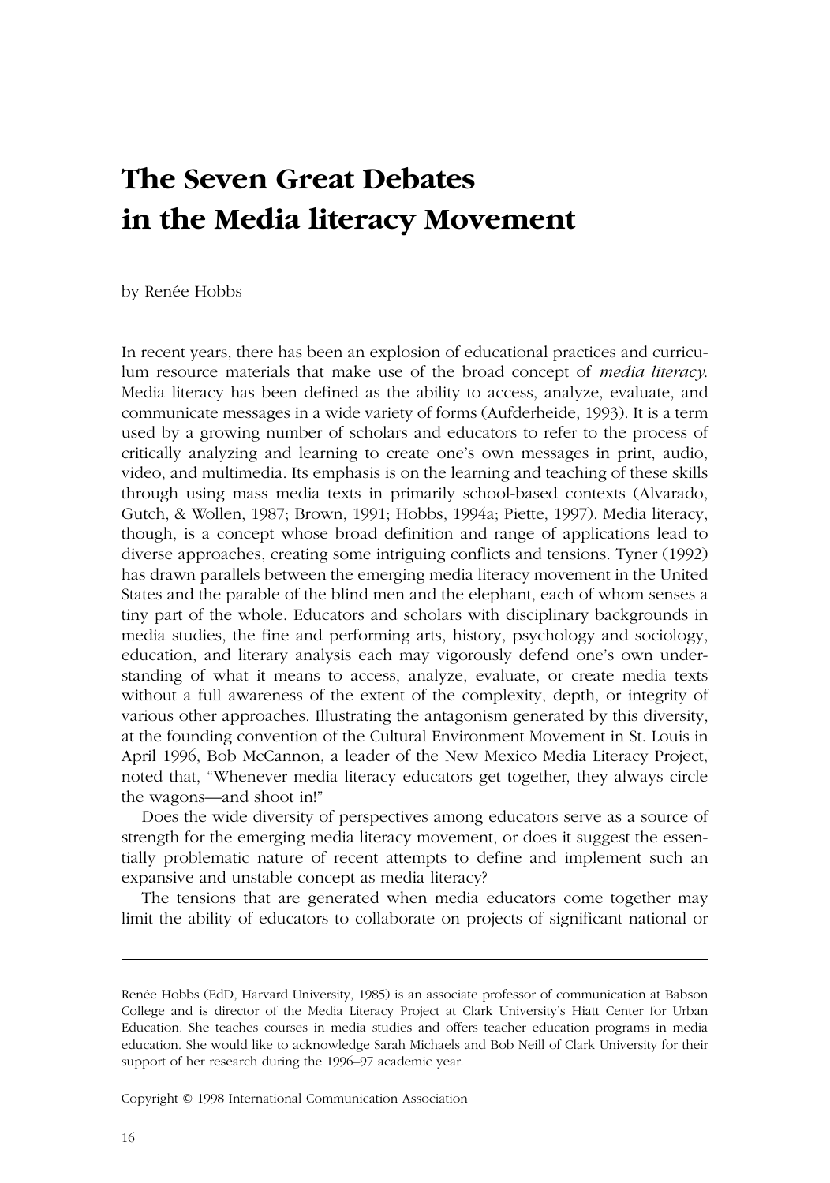# The Seven Great Debates in the Media literacy Movement

by Renée Hobbs

In recent years, there has been an explosion of educational practices and curriculum resource materials that make use of the broad concept of *media literacy.* Media literacy has been defined as the ability to access, analyze, evaluate, and communicate messages in a wide variety of forms (Aufderheide, 1993). It is a term used by a growing number of scholars and educators to refer to the process of critically analyzing and learning to create one's own messages in print, audio, video, and multimedia. Its emphasis is on the learning and teaching of these skills through using mass media texts in primarily school-based contexts (Alvarado, Gutch, & Wollen, 1987; Brown, 1991; Hobbs, 1994a; Piette, 1997). Media literacy, though, is a concept whose broad definition and range of applications lead to diverse approaches, creating some intriguing conflicts and tensions. Tyner (1992) has drawn parallels between the emerging media literacy movement in the United States and the parable of the blind men and the elephant, each of whom senses a tiny part of the whole. Educators and scholars with disciplinary backgrounds in media studies, the fine and performing arts, history, psychology and sociology, education, and literary analysis each may vigorously defend one's own understanding of what it means to access, analyze, evaluate, or create media texts without a full awareness of the extent of the complexity, depth, or integrity of various other approaches. Illustrating the antagonism generated by this diversity, at the founding convention of the Cultural Environment Movement in St. Louis in April 1996, Bob McCannon, a leader of the New Mexico Media Literacy Project, noted that, "Whenever media literacy educators get together, they always circle the wagons—and shoot in!"

Does the wide diversity of perspectives among educators serve as a source of strength for the emerging media literacy movement, or does it suggest the essentially problematic nature of recent attempts to define and implement such an expansive and unstable concept as media literacy?

The tensions that are generated when media educators come together may limit the ability of educators to collaborate on projects of significant national or

---

Renée Hobbs (EdD, Harvard University, 1985) is an associate professor of communication at Babson College and is director of the Media Literacy Project at Clark University's Hiatt Center for Urban Education. She teaches courses in media studies and offers teacher education programs in media education. She would like to acknowledge Sarah Michaels and Bob Neill of Clark University for their support of her research during the 1996–97 academic year.

Copyright © 1998 International Communication Association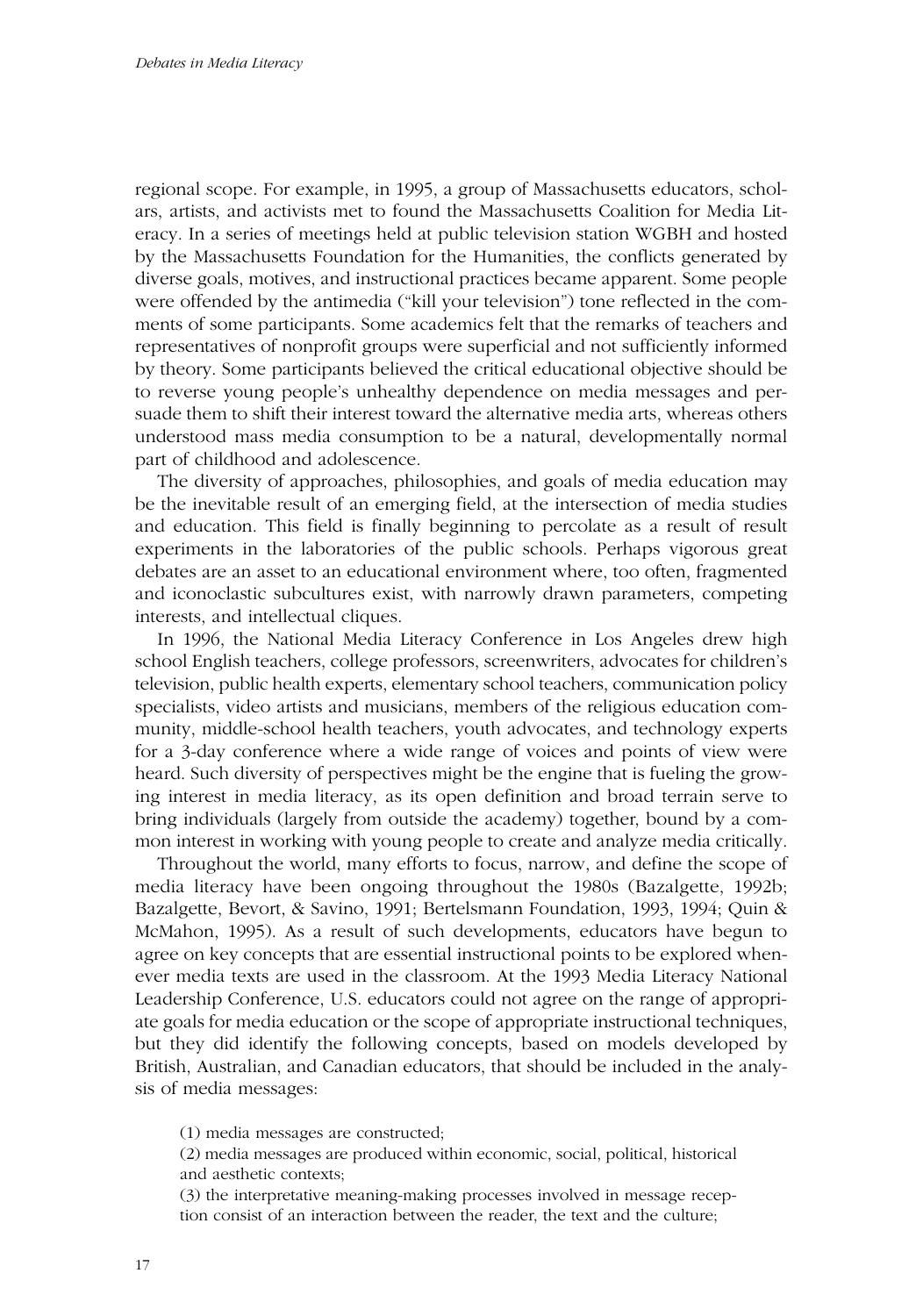regional scope. For example, in 1995, a group of Massachusetts educators, scholars, artists, and activists met to found the Massachusetts Coalition for Media Literacy. In a series of meetings held at public television station WGBH and hosted by the Massachusetts Foundation for the Humanities, the conflicts generated by diverse goals, motives, and instructional practices became apparent. Some people were offended by the antimedia ("kill your television") tone reflected in the comments of some participants. Some academics felt that the remarks of teachers and representatives of nonprofit groups were superficial and not sufficiently informed by theory. Some participants believed the critical educational objective should be to reverse young people's unhealthy dependence on media messages and persuade them to shift their interest toward the alternative media arts, whereas others understood mass media consumption to be a natural, developmentally normal part of childhood and adolescence.

The diversity of approaches, philosophies, and goals of media education may be the inevitable result of an emerging field, at the intersection of media studies and education. This field is finally beginning to percolate as a result of result experiments in the laboratories of the public schools. Perhaps vigorous great debates are an asset to an educational environment where, too often, fragmented and iconoclastic subcultures exist, with narrowly drawn parameters, competing interests, and intellectual cliques.

In 1996, the National Media Literacy Conference in Los Angeles drew high school English teachers, college professors, screenwriters, advocates for children's television, public health experts, elementary school teachers, communication policy specialists, video artists and musicians, members of the religious education community, middle-school health teachers, youth advocates, and technology experts for a 3-day conference where a wide range of voices and points of view were heard. Such diversity of perspectives might be the engine that is fueling the growing interest in media literacy, as its open definition and broad terrain serve to bring individuals (largely from outside the academy) together, bound by a common interest in working with young people to create and analyze media critically.

Throughout the world, many efforts to focus, narrow, and define the scope of media literacy have been ongoing throughout the 1980s (Bazalgette, 1992b; Bazalgette, Bevort, & Savino, 1991; Bertelsmann Foundation, 1993, 1994; Quin & McMahon, 1995). As a result of such developments, educators have begun to agree on key concepts that are essential instructional points to be explored whenever media texts are used in the classroom. At the 1993 Media Literacy National Leadership Conference, U.S. educators could not agree on the range of appropriate goals for media education or the scope of appropriate instructional techniques, but they did identify the following concepts, based on models developed by British, Australian, and Canadian educators, that should be included in the analysis of media messages:

> (1) media messages are constructed;
>
> (2) media messages are produced within economic, social, political, historical and aesthetic contexts;
>
> (3) the interpretative meaning-making processes involved in message reception consist of an interaction between the reader, the text and the culture;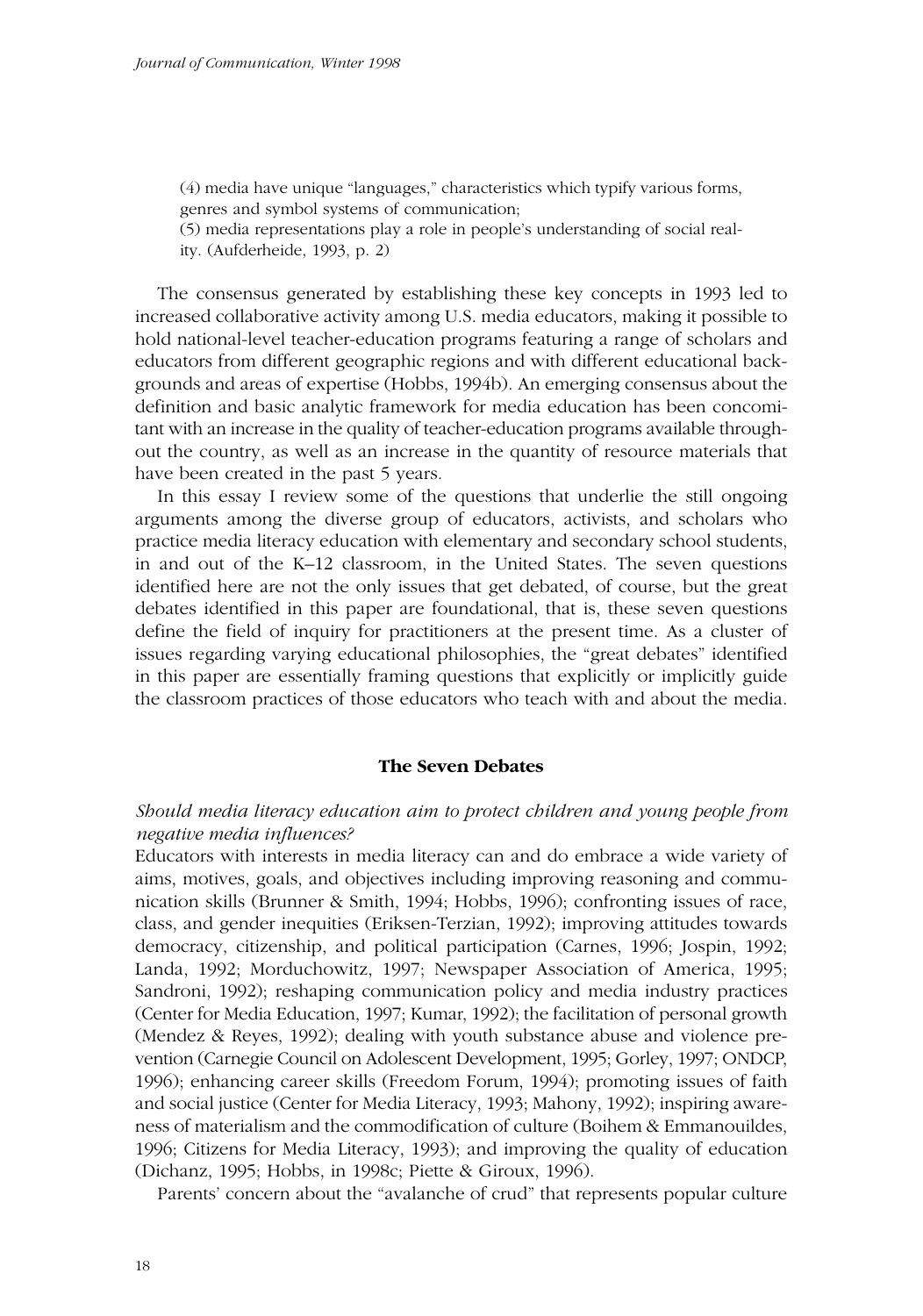(4) media have unique "languages," characteristics which typify various forms, genres and symbol systems of communication;
(5) media representations play a role in people's understanding of social reality. (Aufderheide, 1993, p. 2)

The consensus generated by establishing these key concepts in 1993 led to increased collaborative activity among U.S. media educators, making it possible to hold national-level teacher-education programs featuring a range of scholars and educators from different geographic regions and with different educational backgrounds and areas of expertise (Hobbs, 1994b). An emerging consensus about the definition and basic analytic framework for media education has been concomitant with an increase in the quality of teacher-education programs available throughout the country, as well as an increase in the quantity of resource materials that have been created in the past 5 years.

In this essay I review some of the questions that underlie the still ongoing arguments among the diverse group of educators, activists, and scholars who practice media literacy education with elementary and secondary school students, in and out of the K–12 classroom, in the United States. The seven questions identified here are not the only issues that get debated, of course, but the great debates identified in this paper are foundational, that is, these seven questions define the field of inquiry for practitioners at the present time. As a cluster of issues regarding varying educational philosophies, the "great debates" identified in this paper are essentially framing questions that explicitly or implicitly guide the classroom practices of those educators who teach with and about the media.

## The Seven Debates

*Should media literacy education aim to protect children and young people from negative media influences?*

Educators with interests in media literacy can and do embrace a wide variety of aims, motives, goals, and objectives including improving reasoning and communication skills (Brunner & Smith, 1994; Hobbs, 1996); confronting issues of race, class, and gender inequities (Eriksen-Terzian, 1992); improving attitudes towards democracy, citizenship, and political participation (Carnes, 1996; Jospin, 1992; Landa, 1992; Morduchowitz, 1997; Newspaper Association of America, 1995; Sandroni, 1992); reshaping communication policy and media industry practices (Center for Media Education, 1997; Kumar, 1992); the facilitation of personal growth (Mendez & Reyes, 1992); dealing with youth substance abuse and violence prevention (Carnegie Council on Adolescent Development, 1995; Gorley, 1997; ONDCP, 1996); enhancing career skills (Freedom Forum, 1994); promoting issues of faith and social justice (Center for Media Literacy, 1993; Mahony, 1992); inspiring awareness of materialism and the commodification of culture (Boihem & Emmanouildes, 1996; Citizens for Media Literacy, 1993); and improving the quality of education (Dichanz, 1995; Hobbs, in 1998c; Piette & Giroux, 1996).

Parents' concern about the "avalanche of crud" that represents popular culture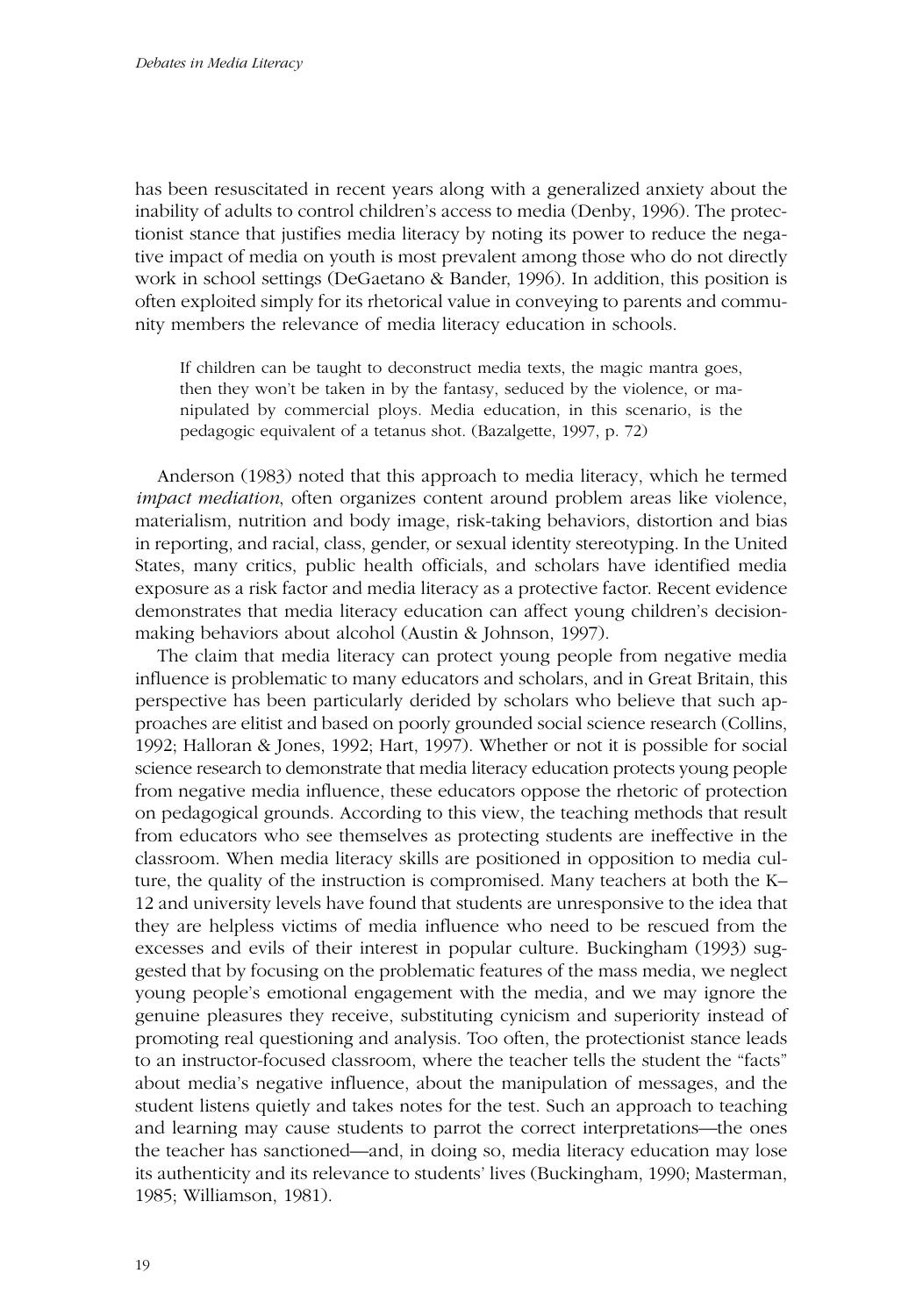has been resuscitated in recent years along with a generalized anxiety about the inability of adults to control children's access to media (Denby, 1996). The protectionist stance that justifies media literacy by noting its power to reduce the negative impact of media on youth is most prevalent among those who do not directly work in school settings (DeGaetano & Bander, 1996). In addition, this position is often exploited simply for its rhetorical value in conveying to parents and community members the relevance of media literacy education in schools.

> If children can be taught to deconstruct media texts, the magic mantra goes, then they won't be taken in by the fantasy, seduced by the violence, or manipulated by commercial ploys. Media education, in this scenario, is the pedagogic equivalent of a tetanus shot. (Bazalgette, 1997, p. 72)

Anderson (1983) noted that this approach to media literacy, which he termed *impact mediation*, often organizes content around problem areas like violence, materialism, nutrition and body image, risk-taking behaviors, distortion and bias in reporting, and racial, class, gender, or sexual identity stereotyping. In the United States, many critics, public health officials, and scholars have identified media exposure as a risk factor and media literacy as a protective factor. Recent evidence demonstrates that media literacy education can affect young children's decision-making behaviors about alcohol (Austin & Johnson, 1997).

The claim that media literacy can protect young people from negative media influence is problematic to many educators and scholars, and in Great Britain, this perspective has been particularly derided by scholars who believe that such approaches are elitist and based on poorly grounded social science research (Collins, 1992; Halloran & Jones, 1992; Hart, 1997). Whether or not it is possible for social science research to demonstrate that media literacy education protects young people from negative media influence, these educators oppose the rhetoric of protection on pedagogical grounds. According to this view, the teaching methods that result from educators who see themselves as protecting students are ineffective in the classroom. When media literacy skills are positioned in opposition to media culture, the quality of the instruction is compromised. Many teachers at both the K–12 and university levels have found that students are unresponsive to the idea that they are helpless victims of media influence who need to be rescued from the excesses and evils of their interest in popular culture. Buckingham (1993) suggested that by focusing on the problematic features of the mass media, we neglect young people's emotional engagement with the media, and we may ignore the genuine pleasures they receive, substituting cynicism and superiority instead of promoting real questioning and analysis. Too often, the protectionist stance leads to an instructor-focused classroom, where the teacher tells the student the "facts" about media's negative influence, about the manipulation of messages, and the student listens quietly and takes notes for the test. Such an approach to teaching and learning may cause students to parrot the correct interpretations—the ones the teacher has sanctioned—and, in doing so, media literacy education may lose its authenticity and its relevance to students' lives (Buckingham, 1990; Masterman, 1985; Williamson, 1981).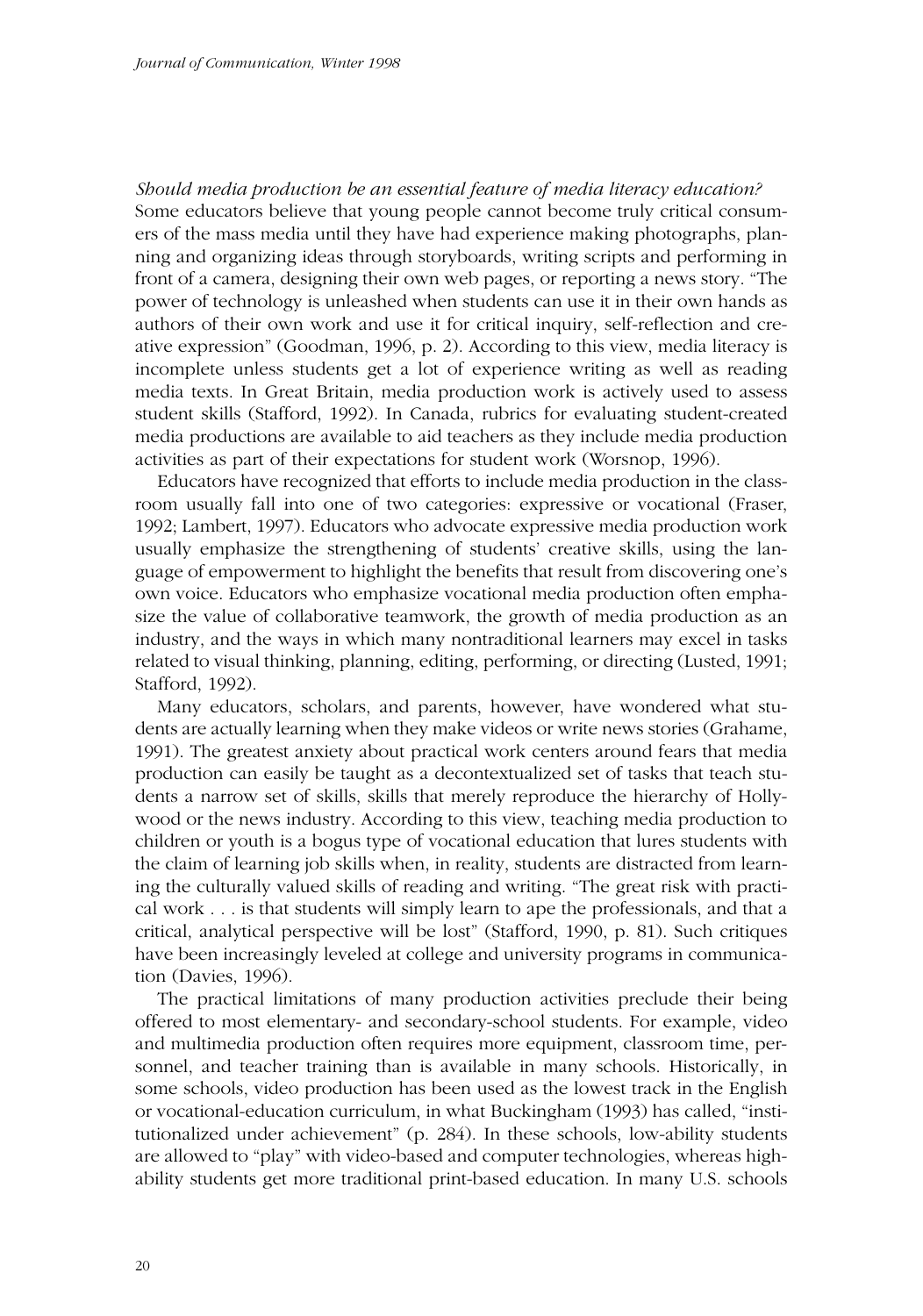*Should media production be an essential feature of media literacy education?* Some educators believe that young people cannot become truly critical consumers of the mass media until they have had experience making photographs, planning and organizing ideas through storyboards, writing scripts and performing in front of a camera, designing their own web pages, or reporting a news story. "The power of technology is unleashed when students can use it in their own hands as authors of their own work and use it for critical inquiry, self-reflection and creative expression" (Goodman, 1996, p. 2). According to this view, media literacy is incomplete unless students get a lot of experience writing as well as reading media texts. In Great Britain, media production work is actively used to assess student skills (Stafford, 1992). In Canada, rubrics for evaluating student-created media productions are available to aid teachers as they include media production activities as part of their expectations for student work (Worsnop, 1996).

Educators have recognized that efforts to include media production in the classroom usually fall into one of two categories: expressive or vocational (Fraser, 1992; Lambert, 1997). Educators who advocate expressive media production work usually emphasize the strengthening of students' creative skills, using the language of empowerment to highlight the benefits that result from discovering one's own voice. Educators who emphasize vocational media production often emphasize the value of collaborative teamwork, the growth of media production as an industry, and the ways in which many nontraditional learners may excel in tasks related to visual thinking, planning, editing, performing, or directing (Lusted, 1991; Stafford, 1992).

Many educators, scholars, and parents, however, have wondered what students are actually learning when they make videos or write news stories (Grahame, 1991). The greatest anxiety about practical work centers around fears that media production can easily be taught as a decontextualized set of tasks that teach students a narrow set of skills, skills that merely reproduce the hierarchy of Hollywood or the news industry. According to this view, teaching media production to children or youth is a bogus type of vocational education that lures students with the claim of learning job skills when, in reality, students are distracted from learning the culturally valued skills of reading and writing. "The great risk with practical work . . . is that students will simply learn to ape the professionals, and that a critical, analytical perspective will be lost" (Stafford, 1990, p. 81). Such critiques have been increasingly leveled at college and university programs in communication (Davies, 1996).

The practical limitations of many production activities preclude their being offered to most elementary- and secondary-school students. For example, video and multimedia production often requires more equipment, classroom time, personnel, and teacher training than is available in many schools. Historically, in some schools, video production has been used as the lowest track in the English or vocational-education curriculum, in what Buckingham (1993) has called, "institutionalized under achievement" (p. 284). In these schools, low-ability students are allowed to "play" with video-based and computer technologies, whereas high-ability students get more traditional print-based education. In many U.S. schools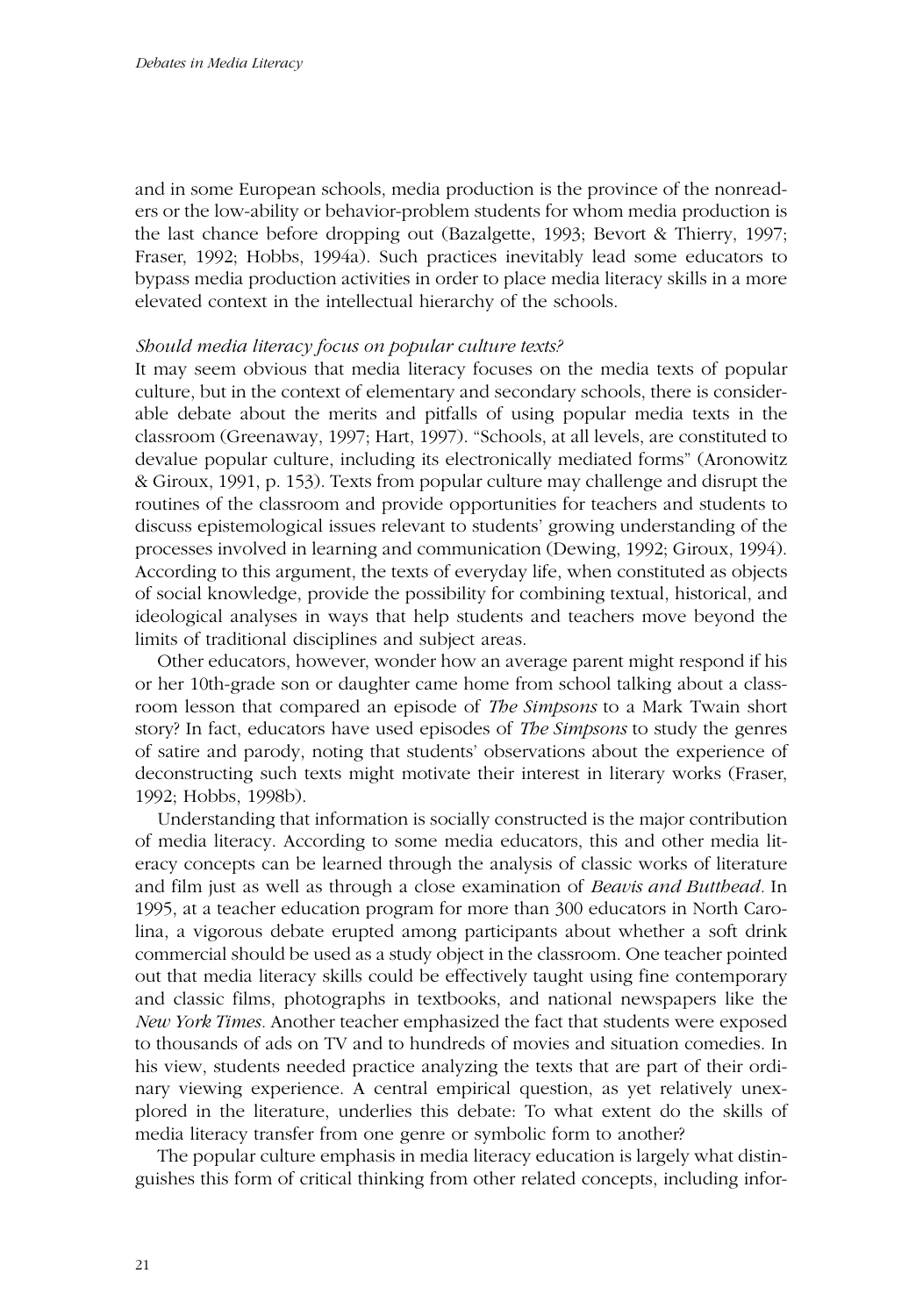and in some European schools, media production is the province of the nonreaders or the low-ability or behavior-problem students for whom media production is the last chance before dropping out (Bazalgette, 1993; Bevort & Thierry, 1997; Fraser, 1992; Hobbs, 1994a). Such practices inevitably lead some educators to bypass media production activities in order to place media literacy skills in a more elevated context in the intellectual hierarchy of the schools.

### *Should media literacy focus on popular culture texts?*

It may seem obvious that media literacy focuses on the media texts of popular culture, but in the context of elementary and secondary schools, there is considerable debate about the merits and pitfalls of using popular media texts in the classroom (Greenaway, 1997; Hart, 1997). "Schools, at all levels, are constituted to devalue popular culture, including its electronically mediated forms" (Aronowitz & Giroux, 1991, p. 153). Texts from popular culture may challenge and disrupt the routines of the classroom and provide opportunities for teachers and students to discuss epistemological issues relevant to students' growing understanding of the processes involved in learning and communication (Dewing, 1992; Giroux, 1994). According to this argument, the texts of everyday life, when constituted as objects of social knowledge, provide the possibility for combining textual, historical, and ideological analyses in ways that help students and teachers move beyond the limits of traditional disciplines and subject areas.

Other educators, however, wonder how an average parent might respond if his or her 10th-grade son or daughter came home from school talking about a classroom lesson that compared an episode of *The Simpsons* to a Mark Twain short story? In fact, educators have used episodes of *The Simpsons* to study the genres of satire and parody, noting that students' observations about the experience of deconstructing such texts might motivate their interest in literary works (Fraser, 1992; Hobbs, 1998b).

Understanding that information is socially constructed is the major contribution of media literacy. According to some media educators, this and other media literacy concepts can be learned through the analysis of classic works of literature and film just as well as through a close examination of *Beavis and Butthead*. In 1995, at a teacher education program for more than 300 educators in North Carolina, a vigorous debate erupted among participants about whether a soft drink commercial should be used as a study object in the classroom. One teacher pointed out that media literacy skills could be effectively taught using fine contemporary and classic films, photographs in textbooks, and national newspapers like the *New York Times*. Another teacher emphasized the fact that students were exposed to thousands of ads on TV and to hundreds of movies and situation comedies. In his view, students needed practice analyzing the texts that are part of their ordinary viewing experience. A central empirical question, as yet relatively unexplored in the literature, underlies this debate: To what extent do the skills of media literacy transfer from one genre or symbolic form to another?

The popular culture emphasis in media literacy education is largely what distinguishes this form of critical thinking from other related concepts, including infor-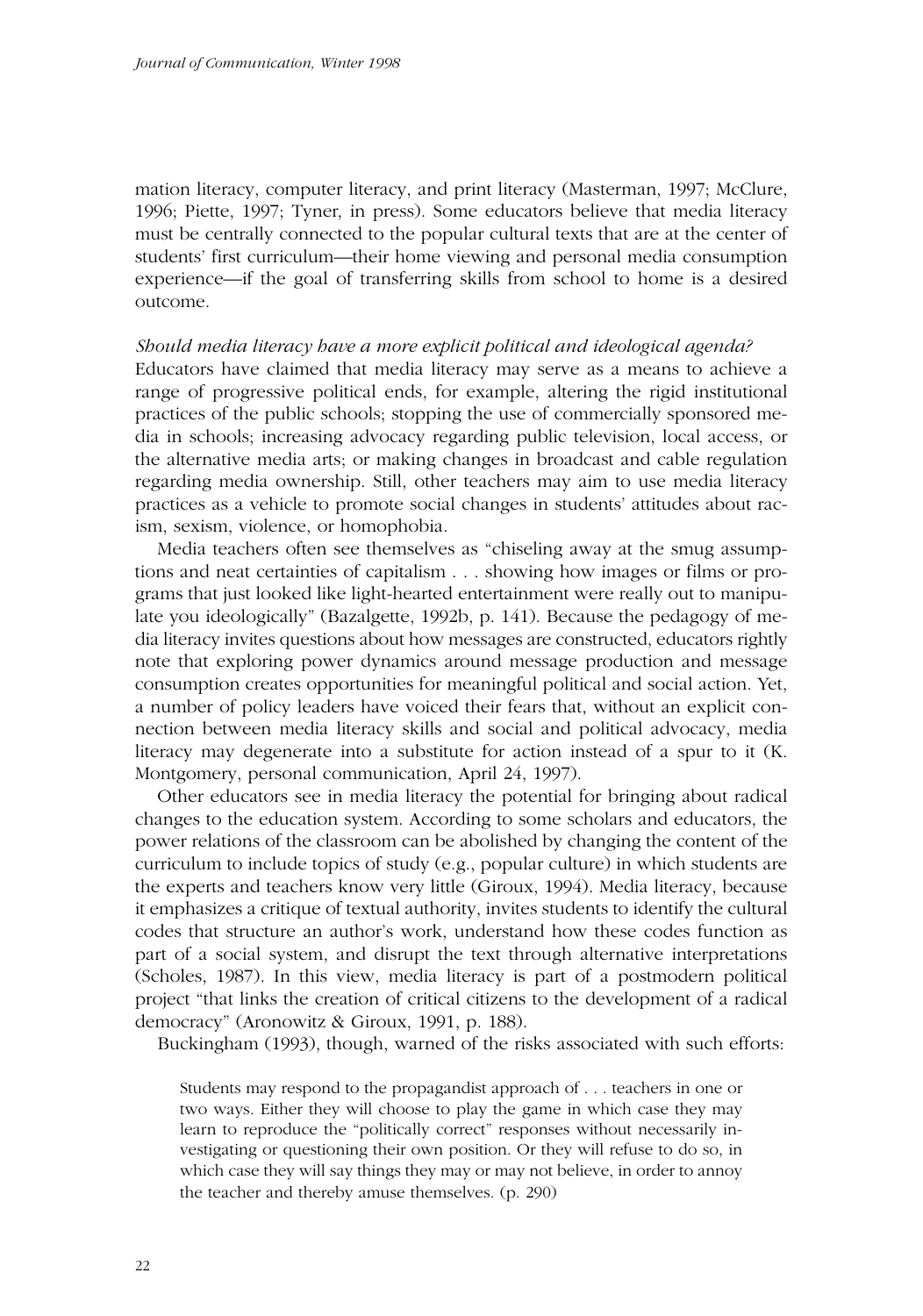mation literacy, computer literacy, and print literacy (Masterman, 1997; McClure, 1996; Piette, 1997; Tyner, in press). Some educators believe that media literacy must be centrally connected to the popular cultural texts that are at the center of students' first curriculum—their home viewing and personal media consumption experience—if the goal of transferring skills from school to home is a desired outcome.

*Should media literacy have a more explicit political and ideological agenda?*
Educators have claimed that media literacy may serve as a means to achieve a range of progressive political ends, for example, altering the rigid institutional practices of the public schools; stopping the use of commercially sponsored media in schools; increasing advocacy regarding public television, local access, or the alternative media arts; or making changes in broadcast and cable regulation regarding media ownership. Still, other teachers may aim to use media literacy practices as a vehicle to promote social changes in students' attitudes about racism, sexism, violence, or homophobia.

Media teachers often see themselves as "chiseling away at the smug assumptions and neat certainties of capitalism . . . showing how images or films or programs that just looked like light-hearted entertainment were really out to manipulate you ideologically" (Bazalgette, 1992b, p. 141). Because the pedagogy of media literacy invites questions about how messages are constructed, educators rightly note that exploring power dynamics around message production and message consumption creates opportunities for meaningful political and social action. Yet, a number of policy leaders have voiced their fears that, without an explicit connection between media literacy skills and social and political advocacy, media literacy may degenerate into a substitute for action instead of a spur to it (K. Montgomery, personal communication, April 24, 1997).

Other educators see in media literacy the potential for bringing about radical changes to the education system. According to some scholars and educators, the power relations of the classroom can be abolished by changing the content of the curriculum to include topics of study (e.g., popular culture) in which students are the experts and teachers know very little (Giroux, 1994). Media literacy, because it emphasizes a critique of textual authority, invites students to identify the cultural codes that structure an author's work, understand how these codes function as part of a social system, and disrupt the text through alternative interpretations (Scholes, 1987). In this view, media literacy is part of a postmodern political project "that links the creation of critical citizens to the development of a radical democracy" (Aronowitz & Giroux, 1991, p. 188).

Buckingham (1993), though, warned of the risks associated with such efforts:

> Students may respond to the propagandist approach of . . . teachers in one or two ways. Either they will choose to play the game in which case they may learn to reproduce the "politically correct" responses without necessarily investigating or questioning their own position. Or they will refuse to do so, in which case they will say things they may or may not believe, in order to annoy the teacher and thereby amuse themselves. (p. 290)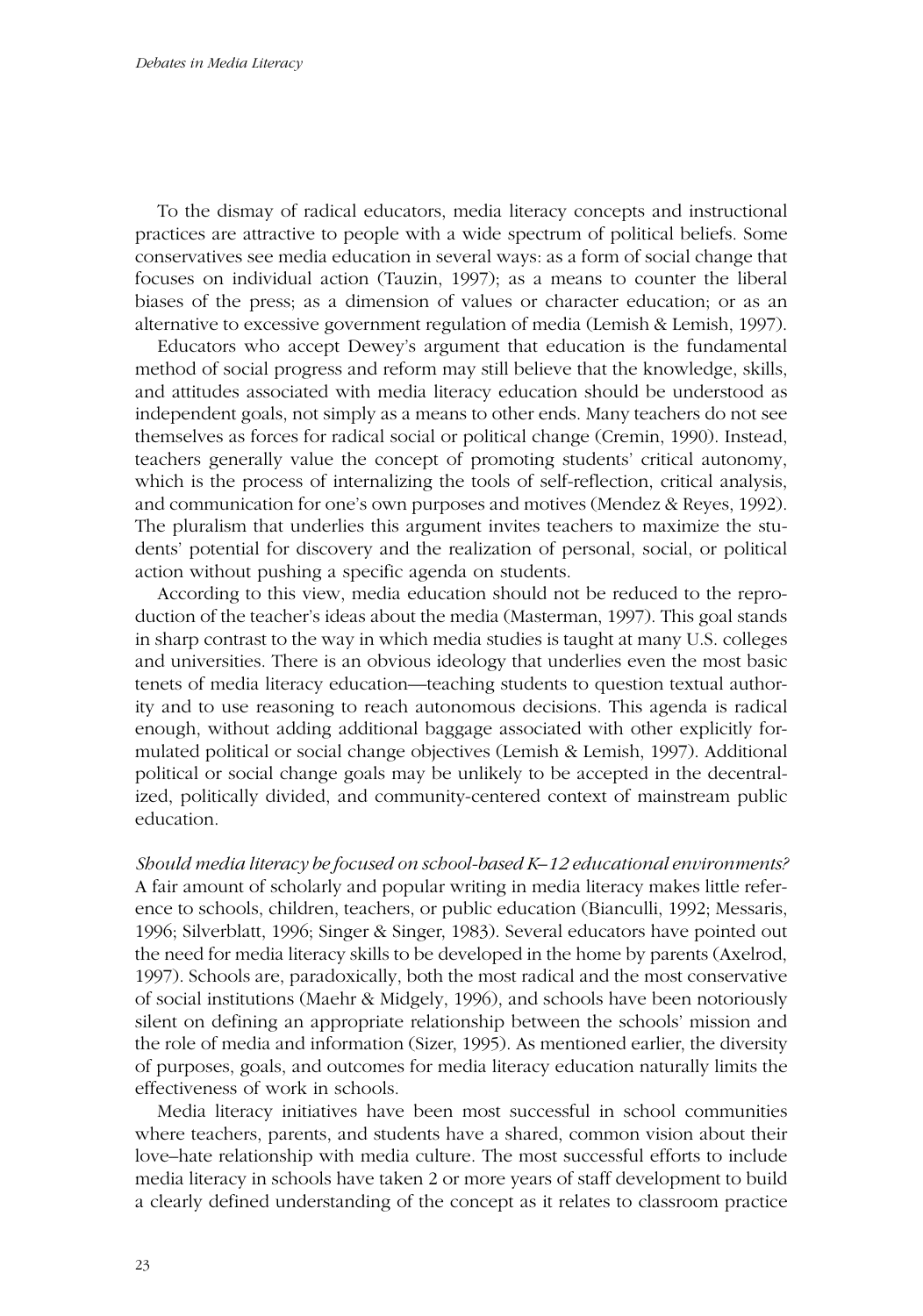To the dismay of radical educators, media literacy concepts and instructional practices are attractive to people with a wide spectrum of political beliefs. Some conservatives see media education in several ways: as a form of social change that focuses on individual action (Tauzin, 1997); as a means to counter the liberal biases of the press; as a dimension of values or character education; or as an alternative to excessive government regulation of media (Lemish & Lemish, 1997).

Educators who accept Dewey's argument that education is the fundamental method of social progress and reform may still believe that the knowledge, skills, and attitudes associated with media literacy education should be understood as independent goals, not simply as a means to other ends. Many teachers do not see themselves as forces for radical social or political change (Cremin, 1990). Instead, teachers generally value the concept of promoting students' critical autonomy, which is the process of internalizing the tools of self-reflection, critical analysis, and communication for one's own purposes and motives (Mendez & Reyes, 1992). The pluralism that underlies this argument invites teachers to maximize the students' potential for discovery and the realization of personal, social, or political action without pushing a specific agenda on students.

According to this view, media education should not be reduced to the reproduction of the teacher's ideas about the media (Masterman, 1997). This goal stands in sharp contrast to the way in which media studies is taught at many U.S. colleges and universities. There is an obvious ideology that underlies even the most basic tenets of media literacy education—teaching students to question textual authority and to use reasoning to reach autonomous decisions. This agenda is radical enough, without adding additional baggage associated with other explicitly formulated political or social change objectives (Lemish & Lemish, 1997). Additional political or social change goals may be unlikely to be accepted in the decentralized, politically divided, and community-centered context of mainstream public education.

*Should media literacy be focused on school-based K–12 educational environments?* A fair amount of scholarly and popular writing in media literacy makes little reference to schools, children, teachers, or public education (Bianculli, 1992; Messaris, 1996; Silverblatt, 1996; Singer & Singer, 1983). Several educators have pointed out the need for media literacy skills to be developed in the home by parents (Axelrod, 1997). Schools are, paradoxically, both the most radical and the most conservative of social institutions (Maehr & Midgely, 1996), and schools have been notoriously silent on defining an appropriate relationship between the schools' mission and the role of media and information (Sizer, 1995). As mentioned earlier, the diversity of purposes, goals, and outcomes for media literacy education naturally limits the effectiveness of work in schools.

Media literacy initiatives have been most successful in school communities where teachers, parents, and students have a shared, common vision about their love–hate relationship with media culture. The most successful efforts to include media literacy in schools have taken 2 or more years of staff development to build a clearly defined understanding of the concept as it relates to classroom practice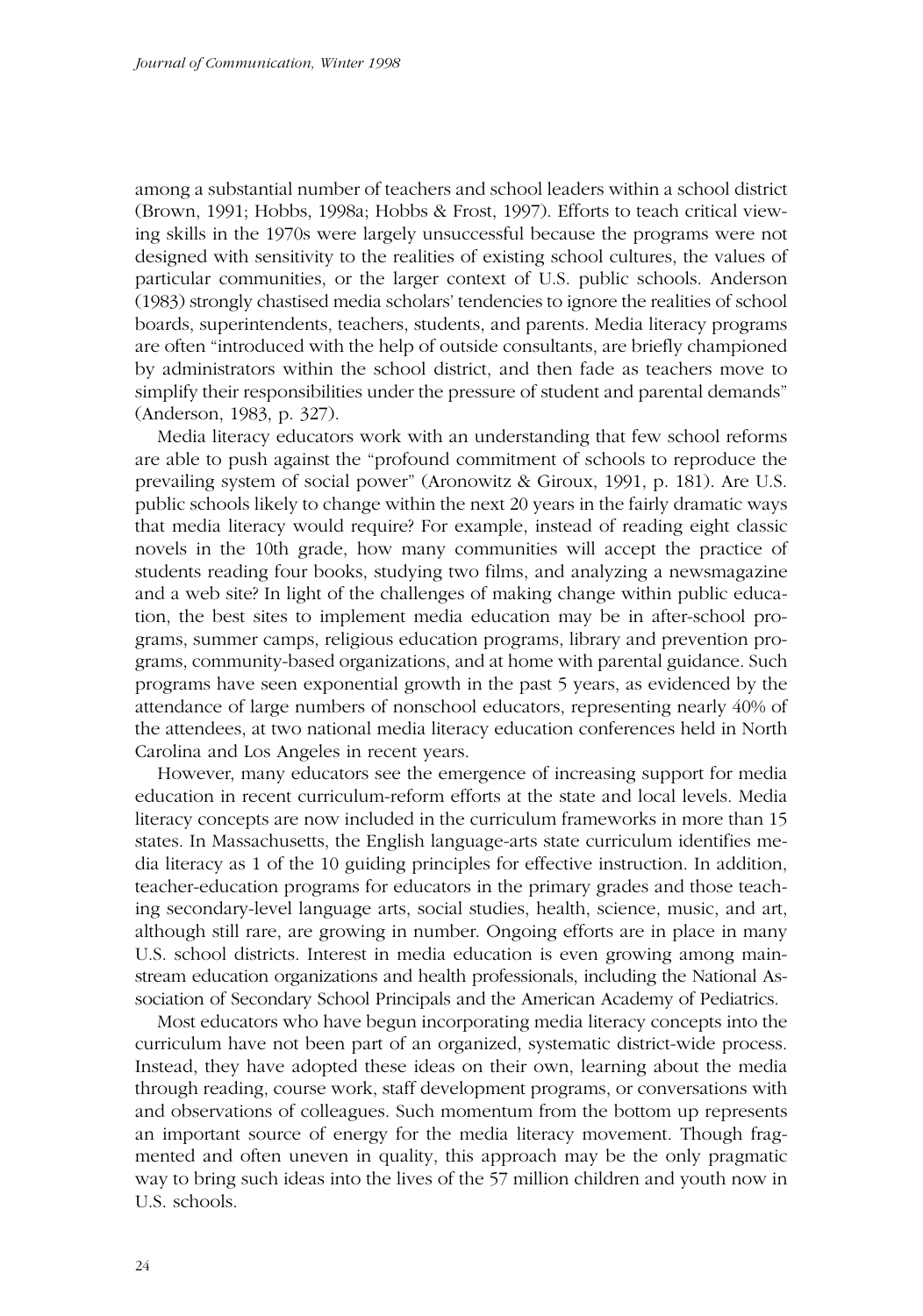among a substantial number of teachers and school leaders within a school district (Brown, 1991; Hobbs, 1998a; Hobbs & Frost, 1997). Efforts to teach critical viewing skills in the 1970s were largely unsuccessful because the programs were not designed with sensitivity to the realities of existing school cultures, the values of particular communities, or the larger context of U.S. public schools. Anderson (1983) strongly chastised media scholars' tendencies to ignore the realities of school boards, superintendents, teachers, students, and parents. Media literacy programs are often "introduced with the help of outside consultants, are briefly championed by administrators within the school district, and then fade as teachers move to simplify their responsibilities under the pressure of student and parental demands" (Anderson, 1983, p. 327).

Media literacy educators work with an understanding that few school reforms are able to push against the "profound commitment of schools to reproduce the prevailing system of social power" (Aronowitz & Giroux, 1991, p. 181). Are U.S. public schools likely to change within the next 20 years in the fairly dramatic ways that media literacy would require? For example, instead of reading eight classic novels in the 10th grade, how many communities will accept the practice of students reading four books, studying two films, and analyzing a newsmagazine and a web site? In light of the challenges of making change within public education, the best sites to implement media education may be in after-school programs, summer camps, religious education programs, library and prevention programs, community-based organizations, and at home with parental guidance. Such programs have seen exponential growth in the past 5 years, as evidenced by the attendance of large numbers of nonschool educators, representing nearly 40% of the attendees, at two national media literacy education conferences held in North Carolina and Los Angeles in recent years.

However, many educators see the emergence of increasing support for media education in recent curriculum-reform efforts at the state and local levels. Media literacy concepts are now included in the curriculum frameworks in more than 15 states. In Massachusetts, the English language-arts state curriculum identifies media literacy as 1 of the 10 guiding principles for effective instruction. In addition, teacher-education programs for educators in the primary grades and those teaching secondary-level language arts, social studies, health, science, music, and art, although still rare, are growing in number. Ongoing efforts are in place in many U.S. school districts. Interest in media education is even growing among mainstream education organizations and health professionals, including the National Association of Secondary School Principals and the American Academy of Pediatrics.

Most educators who have begun incorporating media literacy concepts into the curriculum have not been part of an organized, systematic district-wide process. Instead, they have adopted these ideas on their own, learning about the media through reading, course work, staff development programs, or conversations with and observations of colleagues. Such momentum from the bottom up represents an important source of energy for the media literacy movement. Though fragmented and often uneven in quality, this approach may be the only pragmatic way to bring such ideas into the lives of the 57 million children and youth now in U.S. schools.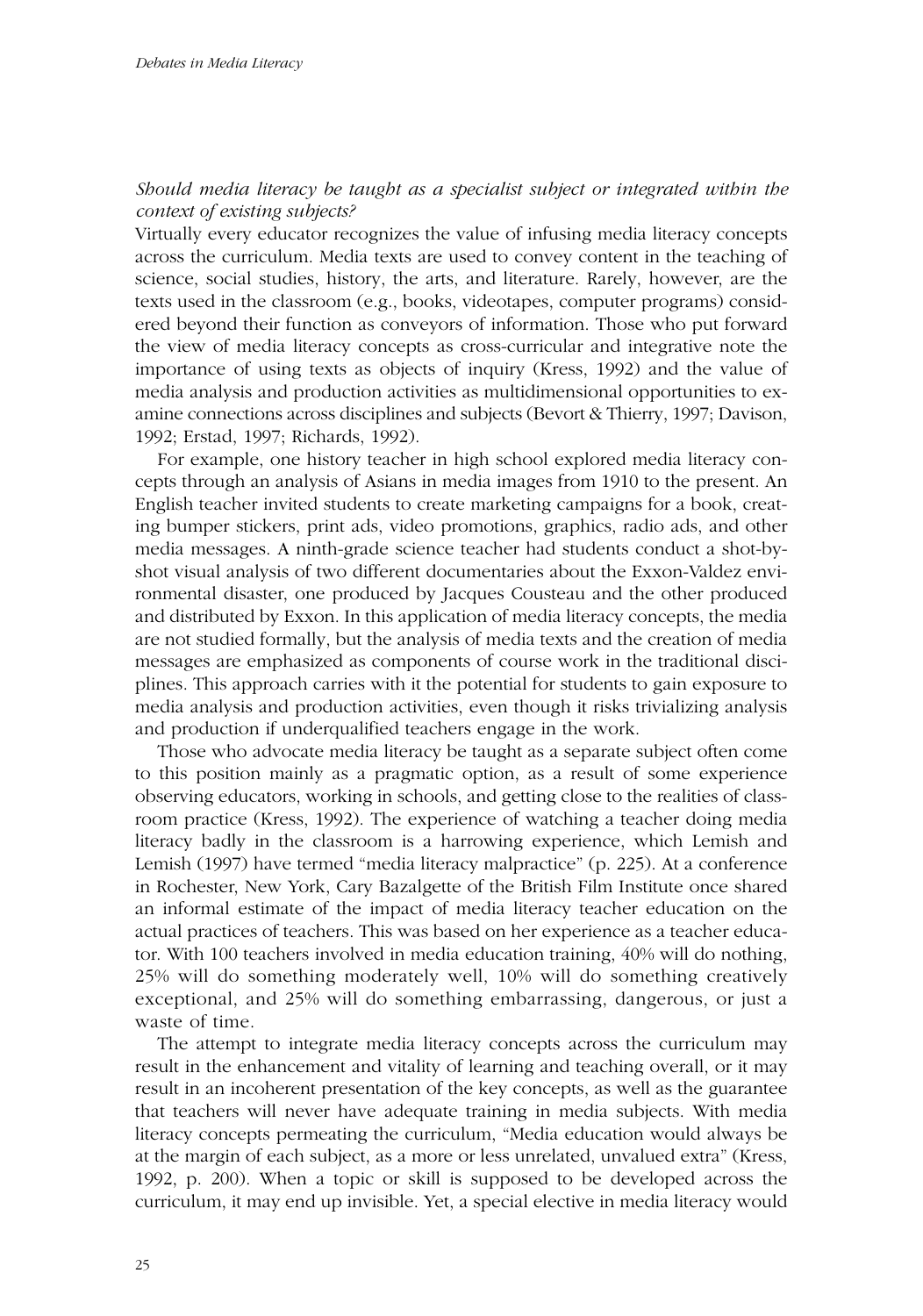*Should media literacy be taught as a specialist subject or integrated within the context of existing subjects?*

Virtually every educator recognizes the value of infusing media literacy concepts across the curriculum. Media texts are used to convey content in the teaching of science, social studies, history, the arts, and literature. Rarely, however, are the texts used in the classroom (e.g., books, videotapes, computer programs) considered beyond their function as conveyors of information. Those who put forward the view of media literacy concepts as cross-curricular and integrative note the importance of using texts as objects of inquiry (Kress, 1992) and the value of media analysis and production activities as multidimensional opportunities to examine connections across disciplines and subjects (Bevort & Thierry, 1997; Davison, 1992; Erstad, 1997; Richards, 1992).

For example, one history teacher in high school explored media literacy concepts through an analysis of Asians in media images from 1910 to the present. An English teacher invited students to create marketing campaigns for a book, creating bumper stickers, print ads, video promotions, graphics, radio ads, and other media messages. A ninth-grade science teacher had students conduct a shot-by-shot visual analysis of two different documentaries about the Exxon-Valdez environmental disaster, one produced by Jacques Cousteau and the other produced and distributed by Exxon. In this application of media literacy concepts, the media are not studied formally, but the analysis of media texts and the creation of media messages are emphasized as components of course work in the traditional disciplines. This approach carries with it the potential for students to gain exposure to media analysis and production activities, even though it risks trivializing analysis and production if underqualified teachers engage in the work.

Those who advocate media literacy be taught as a separate subject often come to this position mainly as a pragmatic option, as a result of some experience observing educators, working in schools, and getting close to the realities of classroom practice (Kress, 1992). The experience of watching a teacher doing media literacy badly in the classroom is a harrowing experience, which Lemish and Lemish (1997) have termed "media literacy malpractice" (p. 225). At a conference in Rochester, New York, Cary Bazalgette of the British Film Institute once shared an informal estimate of the impact of media literacy teacher education on the actual practices of teachers. This was based on her experience as a teacher educator. With 100 teachers involved in media education training, 40% will do nothing, 25% will do something moderately well, 10% will do something creatively exceptional, and 25% will do something embarrassing, dangerous, or just a waste of time.

The attempt to integrate media literacy concepts across the curriculum may result in the enhancement and vitality of learning and teaching overall, or it may result in an incoherent presentation of the key concepts, as well as the guarantee that teachers will never have adequate training in media subjects. With media literacy concepts permeating the curriculum, "Media education would always be at the margin of each subject, as a more or less unrelated, unvalued extra" (Kress, 1992, p. 200). When a topic or skill is supposed to be developed across the curriculum, it may end up invisible. Yet, a special elective in media literacy would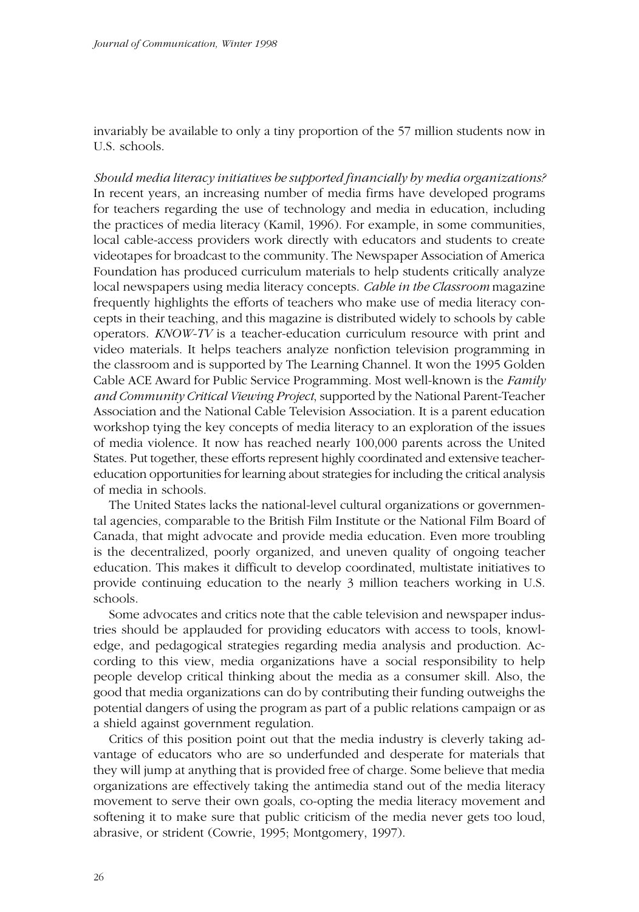invariably be available to only a tiny proportion of the 57 million students now in U.S. schools.

*Should media literacy initiatives be supported financially by media organizations?* In recent years, an increasing number of media firms have developed programs for teachers regarding the use of technology and media in education, including the practices of media literacy (Kamil, 1996). For example, in some communities, local cable-access providers work directly with educators and students to create videotapes for broadcast to the community. The Newspaper Association of America Foundation has produced curriculum materials to help students critically analyze local newspapers using media literacy concepts. *Cable in the Classroom* magazine frequently highlights the efforts of teachers who make use of media literacy concepts in their teaching, and this magazine is distributed widely to schools by cable operators. *KNOW-TV* is a teacher-education curriculum resource with print and video materials. It helps teachers analyze nonfiction television programming in the classroom and is supported by The Learning Channel. It won the 1995 Golden Cable ACE Award for Public Service Programming. Most well-known is the *Family and Community Critical Viewing Project*, supported by the National Parent-Teacher Association and the National Cable Television Association. It is a parent education workshop tying the key concepts of media literacy to an exploration of the issues of media violence. It now has reached nearly 100,000 parents across the United States. Put together, these efforts represent highly coordinated and extensive teacher-education opportunities for learning about strategies for including the critical analysis of media in schools.

The United States lacks the national-level cultural organizations or governmental agencies, comparable to the British Film Institute or the National Film Board of Canada, that might advocate and provide media education. Even more troubling is the decentralized, poorly organized, and uneven quality of ongoing teacher education. This makes it difficult to develop coordinated, multistate initiatives to provide continuing education to the nearly 3 million teachers working in U.S. schools.

Some advocates and critics note that the cable television and newspaper industries should be applauded for providing educators with access to tools, knowledge, and pedagogical strategies regarding media analysis and production. According to this view, media organizations have a social responsibility to help people develop critical thinking about the media as a consumer skill. Also, the good that media organizations can do by contributing their funding outweighs the potential dangers of using the program as part of a public relations campaign or as a shield against government regulation.

Critics of this position point out that the media industry is cleverly taking advantage of educators who are so underfunded and desperate for materials that they will jump at anything that is provided free of charge. Some believe that media organizations are effectively taking the antimedia stand out of the media literacy movement to serve their own goals, co-opting the media literacy movement and softening it to make sure that public criticism of the media never gets too loud, abrasive, or strident (Cowrie, 1995; Montgomery, 1997).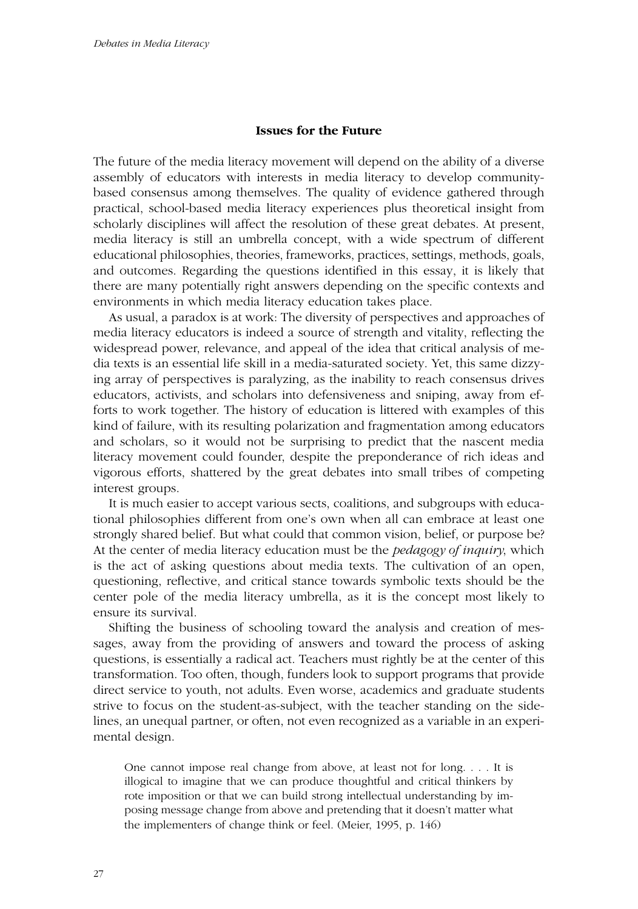### Issues for the Future

The future of the media literacy movement will depend on the ability of a diverse assembly of educators with interests in media literacy to develop community-based consensus among themselves. The quality of evidence gathered through practical, school-based media literacy experiences plus theoretical insight from scholarly disciplines will affect the resolution of these great debates. At present, media literacy is still an umbrella concept, with a wide spectrum of different educational philosophies, theories, frameworks, practices, settings, methods, goals, and outcomes. Regarding the questions identified in this essay, it is likely that there are many potentially right answers depending on the specific contexts and environments in which media literacy education takes place.

As usual, a paradox is at work: The diversity of perspectives and approaches of media literacy educators is indeed a source of strength and vitality, reflecting the widespread power, relevance, and appeal of the idea that critical analysis of media texts is an essential life skill in a media-saturated society. Yet, this same dizzying array of perspectives is paralyzing, as the inability to reach consensus drives educators, activists, and scholars into defensiveness and sniping, away from efforts to work together. The history of education is littered with examples of this kind of failure, with its resulting polarization and fragmentation among educators and scholars, so it would not be surprising to predict that the nascent media literacy movement could founder, despite the preponderance of rich ideas and vigorous efforts, shattered by the great debates into small tribes of competing interest groups.

It is much easier to accept various sects, coalitions, and subgroups with educational philosophies different from one's own when all can embrace at least one strongly shared belief. But what could that common vision, belief, or purpose be? At the center of media literacy education must be the *pedagogy of inquiry*, which is the act of asking questions about media texts. The cultivation of an open, questioning, reflective, and critical stance towards symbolic texts should be the center pole of the media literacy umbrella, as it is the concept most likely to ensure its survival.

Shifting the business of schooling toward the analysis and creation of messages, away from the providing of answers and toward the process of asking questions, is essentially a radical act. Teachers must rightly be at the center of this transformation. Too often, though, funders look to support programs that provide direct service to youth, not adults. Even worse, academics and graduate students strive to focus on the student-as-subject, with the teacher standing on the sidelines, an unequal partner, or often, not even recognized as a variable in an experimental design.

> One cannot impose real change from above, at least not for long. . . . It is illogical to imagine that we can produce thoughtful and critical thinkers by rote imposition or that we can build strong intellectual understanding by imposing message change from above and pretending that it doesn't matter what the implementers of change think or feel. (Meier, 1995, p. 146)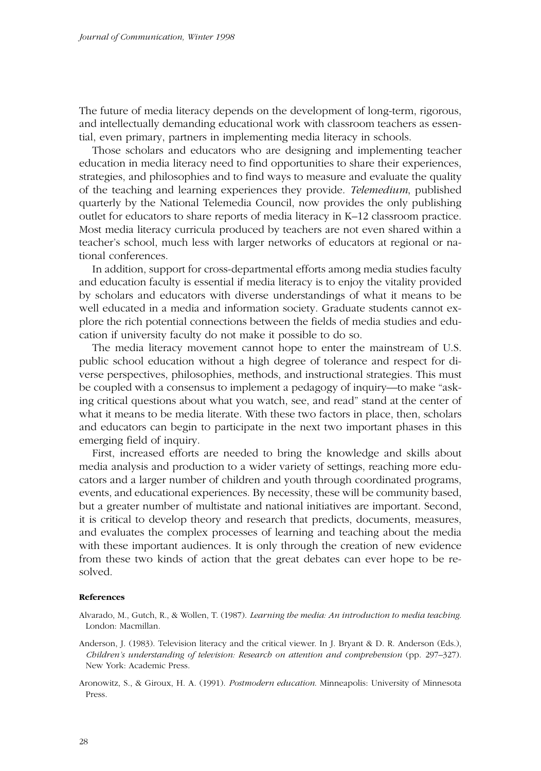The future of media literacy depends on the development of long-term, rigorous, and intellectually demanding educational work with classroom teachers as essential, even primary, partners in implementing media literacy in schools.

Those scholars and educators who are designing and implementing teacher education in media literacy need to find opportunities to share their experiences, strategies, and philosophies and to find ways to measure and evaluate the quality of the teaching and learning experiences they provide. *Telemedium*, published quarterly by the National Telemedia Council, now provides the only publishing outlet for educators to share reports of media literacy in K–12 classroom practice. Most media literacy curricula produced by teachers are not even shared within a teacher's school, much less with larger networks of educators at regional or national conferences.

In addition, support for cross-departmental efforts among media studies faculty and education faculty is essential if media literacy is to enjoy the vitality provided by scholars and educators with diverse understandings of what it means to be well educated in a media and information society. Graduate students cannot explore the rich potential connections between the fields of media studies and education if university faculty do not make it possible to do so.

The media literacy movement cannot hope to enter the mainstream of U.S. public school education without a high degree of tolerance and respect for diverse perspectives, philosophies, methods, and instructional strategies. This must be coupled with a consensus to implement a pedagogy of inquiry—to make "asking critical questions about what you watch, see, and read" stand at the center of what it means to be media literate. With these two factors in place, then, scholars and educators can begin to participate in the next two important phases in this emerging field of inquiry.

First, increased efforts are needed to bring the knowledge and skills about media analysis and production to a wider variety of settings, reaching more educators and a larger number of children and youth through coordinated programs, events, and educational experiences. By necessity, these will be community based, but a greater number of multistate and national initiatives are important. Second, it is critical to develop theory and research that predicts, documents, measures, and evaluates the complex processes of learning and teaching about the media with these important audiences. It is only through the creation of new evidence from these two kinds of action that the great debates can ever hope to be resolved.

#### References

Alvarado, M., Gutch, R., & Wollen, T. (1987). *Learning the media: An introduction to media teaching.* London: Macmillan.

Anderson, J. (1983). Television literacy and the critical viewer. In J. Bryant & D. R. Anderson (Eds.), *Children's understanding of television: Research on attention and comprehension* (pp. 297–327). New York: Academic Press.

Aronowitz, S., & Giroux, H. A. (1991). *Postmodern education.* Minneapolis: University of Minnesota Press.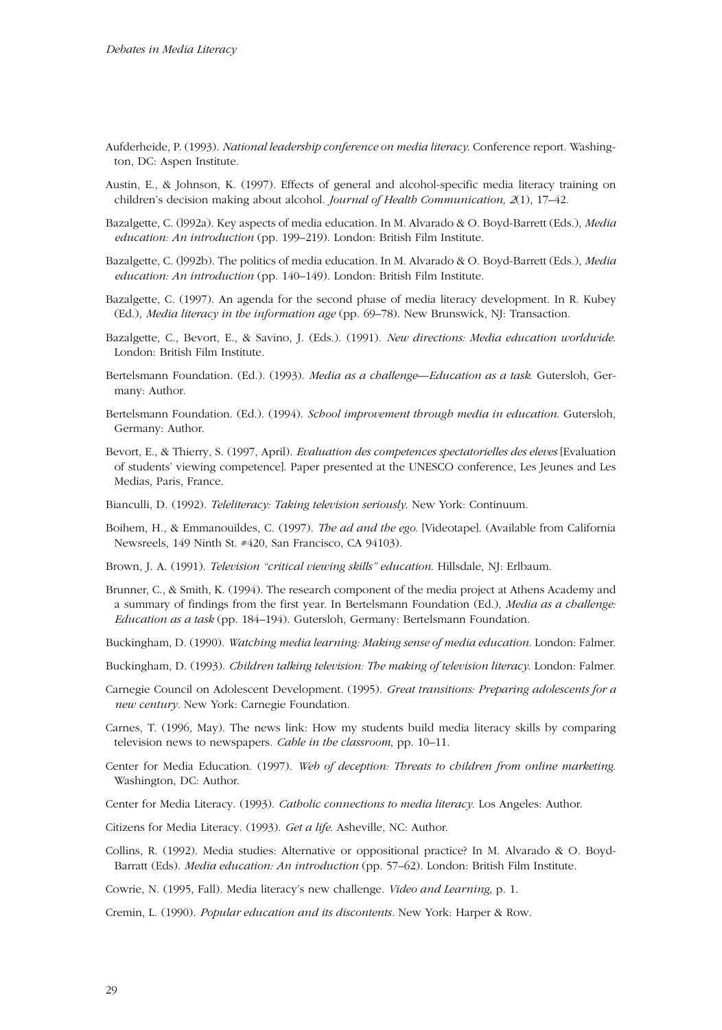Aufderheide, P. (1993). *National leadership conference on media literacy*. Conference report. Washington, DC: Aspen Institute.

Austin, E., & Johnson, K. (1997). Effects of general and alcohol-specific media literacy training on children's decision making about alcohol. *Journal of Health Communication, 2*(1), 17–42.

Bazalgette, C. (l992a). Key aspects of media education. In M. Alvarado & O. Boyd-Barrett (Eds.), *Media education: An introduction* (pp. 199–219). London: British Film Institute.

Bazalgette, C. (l992b). The politics of media education. In M. Alvarado & O. Boyd-Barrett (Eds.), *Media education: An introduction* (pp. 140–149). London: British Film Institute.

Bazalgette, C. (1997). An agenda for the second phase of media literacy development. In R. Kubey (Ed.), *Media literacy in the information age* (pp. 69–78). New Brunswick, NJ: Transaction.

Bazalgette, C., Bevort, E., & Savino, J. (Eds.). (1991). *New directions: Media education worldwide.* London: British Film Institute.

Bertelsmann Foundation. (Ed.). (1993). *Media as a challenge—Education as a task.* Gutersloh, Germany: Author.

Bertelsmann Foundation. (Ed.). (1994). *School improvement through media in education.* Gutersloh, Germany: Author.

Bevort, E., & Thierry, S. (1997, April). *Evaluation des competences spectatorielles des eleves* [Evaluation of students' viewing competence]. Paper presented at the UNESCO conference, Les Jeunes and Les Medias, Paris, France.

Bianculli, D. (1992). *Teleliteracy: Taking television seriously.* New York: Continuum.

Boihem, H., & Emmanouildes, C. (1997). *The ad and the ego.* [Videotape]. (Available from California Newsreels, 149 Ninth St. #420, San Francisco, CA 94103).

Brown, J. A. (1991). *Television "critical viewing skills" education.* Hillsdale, NJ: Erlbaum.

Brunner, C., & Smith, K. (1994). The research component of the media project at Athens Academy and a summary of findings from the first year. In Bertelsmann Foundation (Ed.), *Media as a challenge: Education as a task* (pp. 184–194). Gutersloh, Germany: Bertelsmann Foundation.

Buckingham, D. (1990). *Watching media learning: Making sense of media education.* London: Falmer.

Buckingham, D. (1993). *Children talking television: The making of television literacy.* London: Falmer.

Carnegie Council on Adolescent Development. (1995). *Great transitions: Preparing adolescents for a new century.* New York: Carnegie Foundation.

Carnes, T. (1996, May). The news link: How my students build media literacy skills by comparing television news to newspapers. *Cable in the classroom*, pp. 10–11.

Center for Media Education. (1997). *Web of deception: Threats to children from online marketing.* Washington, DC: Author.

Center for Media Literacy. (1993). *Catholic connections to media literacy.* Los Angeles: Author.

Citizens for Media Literacy. (1993). *Get a life.* Asheville, NC: Author.

Collins, R. (1992). Media studies: Alternative or oppositional practice? In M. Alvarado & O. Boyd-Barratt (Eds). *Media education: An introduction* (pp. 57–62). London: British Film Institute.

Cowrie, N. (1995, Fall). Media literacy's new challenge. *Video and Learning*, p. 1.

Cremin, L. (1990). *Popular education and its discontents.* New York: Harper & Row.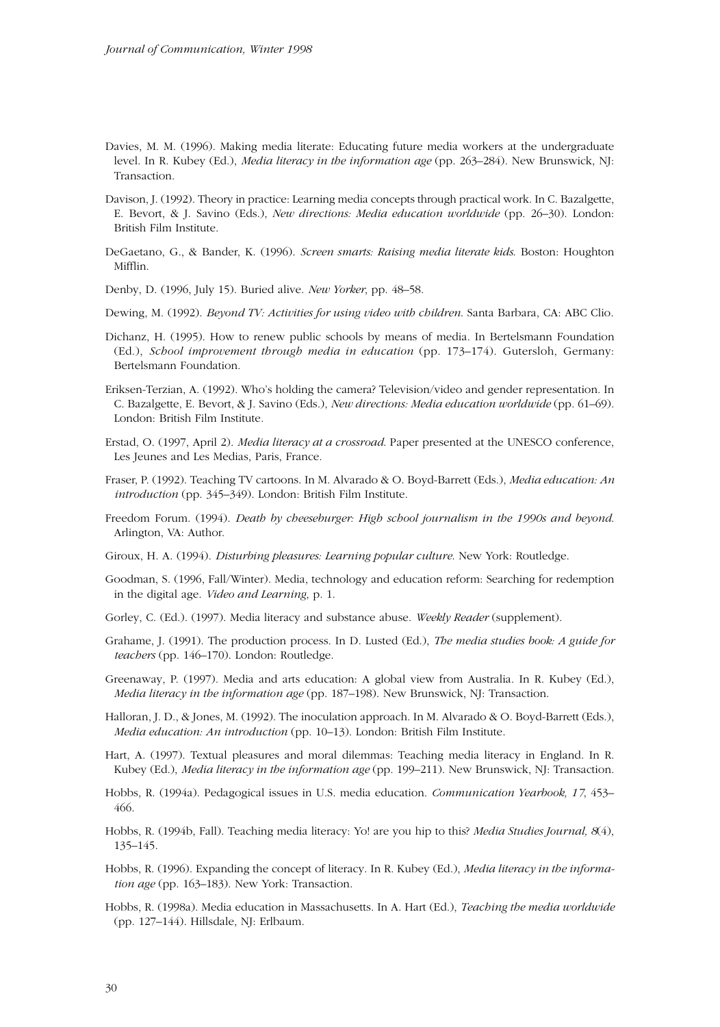Davies, M. M. (1996). Making media literate: Educating future media workers at the undergraduate level. In R. Kubey (Ed.), *Media literacy in the information age* (pp. 263–284). New Brunswick, NJ: Transaction.

Davison, J. (1992). Theory in practice: Learning media concepts through practical work. In C. Bazalgette, E. Bevort, & J. Savino (Eds.), *New directions: Media education worldwide* (pp. 26–30). London: British Film Institute.

DeGaetano, G., & Bander, K. (1996). *Screen smarts: Raising media literate kids.* Boston: Houghton Mifflin.

Denby, D. (1996, July 15). Buried alive. *New Yorker*, pp. 48–58.

Dewing, M. (1992). *Beyond TV: Activities for using video with children.* Santa Barbara, CA: ABC Clio.

Dichanz, H. (1995). How to renew public schools by means of media. In Bertelsmann Foundation (Ed.), *School improvement through media in education* (pp. 173–174). Gutersloh, Germany: Bertelsmann Foundation.

Eriksen-Terzian, A. (1992). Who's holding the camera? Television/video and gender representation. In C. Bazalgette, E. Bevort, & J. Savino (Eds.), *New directions: Media education worldwide* (pp. 61–69). London: British Film Institute.

Erstad, O. (1997, April 2). *Media literacy at a crossroad.* Paper presented at the UNESCO conference, Les Jeunes and Les Medias, Paris, France.

Fraser, P. (1992). Teaching TV cartoons. In M. Alvarado & O. Boyd-Barrett (Eds.), *Media education: An introduction* (pp. 345–349). London: British Film Institute.

Freedom Forum. (1994). *Death by cheeseburger: High school journalism in the 1990s and beyond.* Arlington, VA: Author.

Giroux, H. A. (1994). *Disturbing pleasures: Learning popular culture.* New York: Routledge.

Goodman, S. (1996, Fall/Winter). Media, technology and education reform: Searching for redemption in the digital age. *Video and Learning*, p. 1.

Gorley, C. (Ed.). (1997). Media literacy and substance abuse. *Weekly Reader* (supplement).

Grahame, J. (1991). The production process. In D. Lusted (Ed.), *The media studies book: A guide for teachers* (pp. 146–170). London: Routledge.

Greenaway, P. (1997). Media and arts education: A global view from Australia. In R. Kubey (Ed.), *Media literacy in the information age* (pp. 187–198). New Brunswick, NJ: Transaction.

Halloran, J. D., & Jones, M. (1992). The inoculation approach. In M. Alvarado & O. Boyd-Barrett (Eds.), *Media education: An introduction* (pp. 10–13). London: British Film Institute.

Hart, A. (1997). Textual pleasures and moral dilemmas: Teaching media literacy in England. In R. Kubey (Ed.), *Media literacy in the information age* (pp. 199–211). New Brunswick, NJ: Transaction.

Hobbs, R. (1994a). Pedagogical issues in U.S. media education. *Communication Yearbook, 17*, 453–466.

Hobbs, R. (1994b, Fall). Teaching media literacy: Yo! are you hip to this? *Media Studies Journal, 8*(4), 135–145.

Hobbs, R. (1996). Expanding the concept of literacy. In R. Kubey (Ed.), *Media literacy in the information age* (pp. 163–183). New York: Transaction.

Hobbs, R. (1998a). Media education in Massachusetts. In A. Hart (Ed.), *Teaching the media worldwide* (pp. 127–144). Hillsdale, NJ: Erlbaum.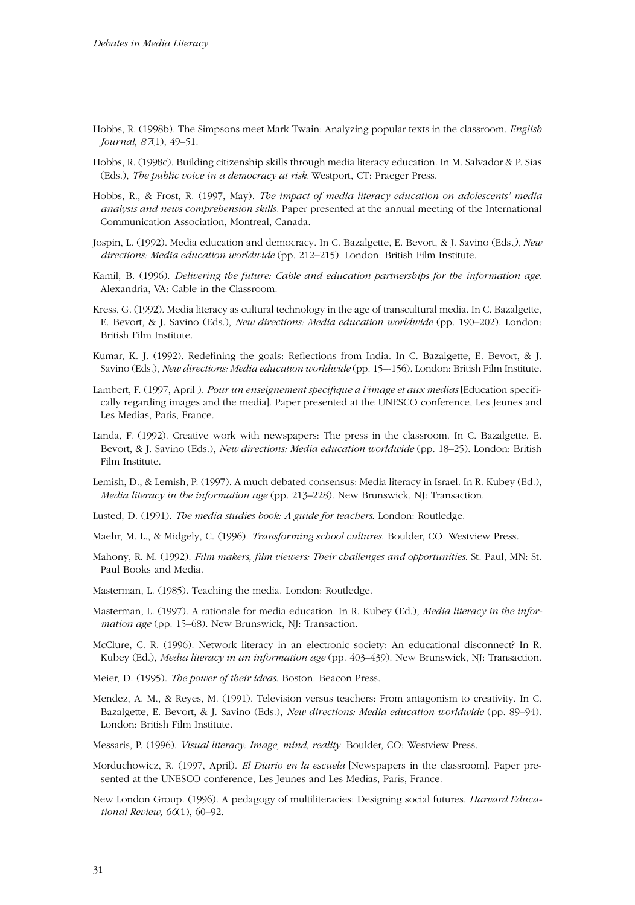Hobbs, R. (1998b). The Simpsons meet Mark Twain: Analyzing popular texts in the classroom. *English Journal, 87*(1), 49–51.

Hobbs, R. (1998c). Building citizenship skills through media literacy education. In M. Salvador & P. Sias (Eds.), *The public voice in a democracy at risk*. Westport, CT: Praeger Press.

Hobbs, R., & Frost, R. (1997, May). *The impact of media literacy education on adolescents' media analysis and news comprehension skills*. Paper presented at the annual meeting of the International Communication Association, Montreal, Canada.

Jospin, L. (1992). Media education and democracy. In C. Bazalgette, E. Bevort, & J. Savino (Eds*.), New directions: Media education worldwide* (pp. 212–215). London: British Film Institute.

Kamil, B. (1996). *Delivering the future: Cable and education partnerships for the information age.* Alexandria, VA: Cable in the Classroom.

Kress, G. (1992). Media literacy as cultural technology in the age of transcultural media. In C. Bazalgette, E. Bevort, & J. Savino (Eds.), *New directions: Media education worldwide* (pp. 190–202). London: British Film Institute.

Kumar, K. J. (1992). Redefining the goals: Reflections from India. In C. Bazalgette, E. Bevort, & J. Savino (Eds.), *New directions: Media education worldwide* (pp. 15—156). London: British Film Institute.

Lambert, F. (1997, April ). *Pour un enseignement specifique a l'image et aux medias* [Education specifically regarding images and the media]. Paper presented at the UNESCO conference, Les Jeunes and Les Medias, Paris, France.

Landa, F. (1992). Creative work with newspapers: The press in the classroom. In C. Bazalgette, E. Bevort, & J. Savino (Eds.), *New directions: Media education worldwide* (pp. 18–25). London: British Film Institute.

Lemish, D., & Lemish, P. (1997). A much debated consensus: Media literacy in Israel. In R. Kubey (Ed.), *Media literacy in the information age* (pp. 213–228). New Brunswick, NJ: Transaction.

Lusted, D. (1991). *The media studies book: A guide for teachers.* London: Routledge.

Maehr, M. L., & Midgely, C. (1996). *Transforming school cultures.* Boulder, CO: Westview Press.

Mahony, R. M. (1992). *Film makers, film viewers: Their challenges and opportunities.* St. Paul, MN: St. Paul Books and Media.

Masterman, L. (1985). Teaching the media. London: Routledge.

Masterman, L. (1997). A rationale for media education. In R. Kubey (Ed.), *Media literacy in the information age* (pp. 15–68). New Brunswick, NJ: Transaction.

McClure, C. R. (1996). Network literacy in an electronic society: An educational disconnect? In R. Kubey (Ed.), *Media literacy in an information age* (pp. 403–439). New Brunswick, NJ: Transaction.

Meier, D. (1995). *The power of their ideas.* Boston: Beacon Press.

Mendez, A. M., & Reyes, M. (1991). Television versus teachers: From antagonism to creativity. In C. Bazalgette, E. Bevort, & J. Savino (Eds.), *New directions: Media education worldwide* (pp. 89–94). London: British Film Institute.

Messaris, P. (1996). *Visual literacy: Image, mind, reality*. Boulder, CO: Westview Press.

Morduchowicz, R. (1997, April). *El Diario en la escuela* [Newspapers in the classroom]. Paper presented at the UNESCO conference, Les Jeunes and Les Medias, Paris, France.

New London Group. (1996). A pedagogy of multiliteracies: Designing social futures. *Harvard Educational Review, 66*(1), 60–92.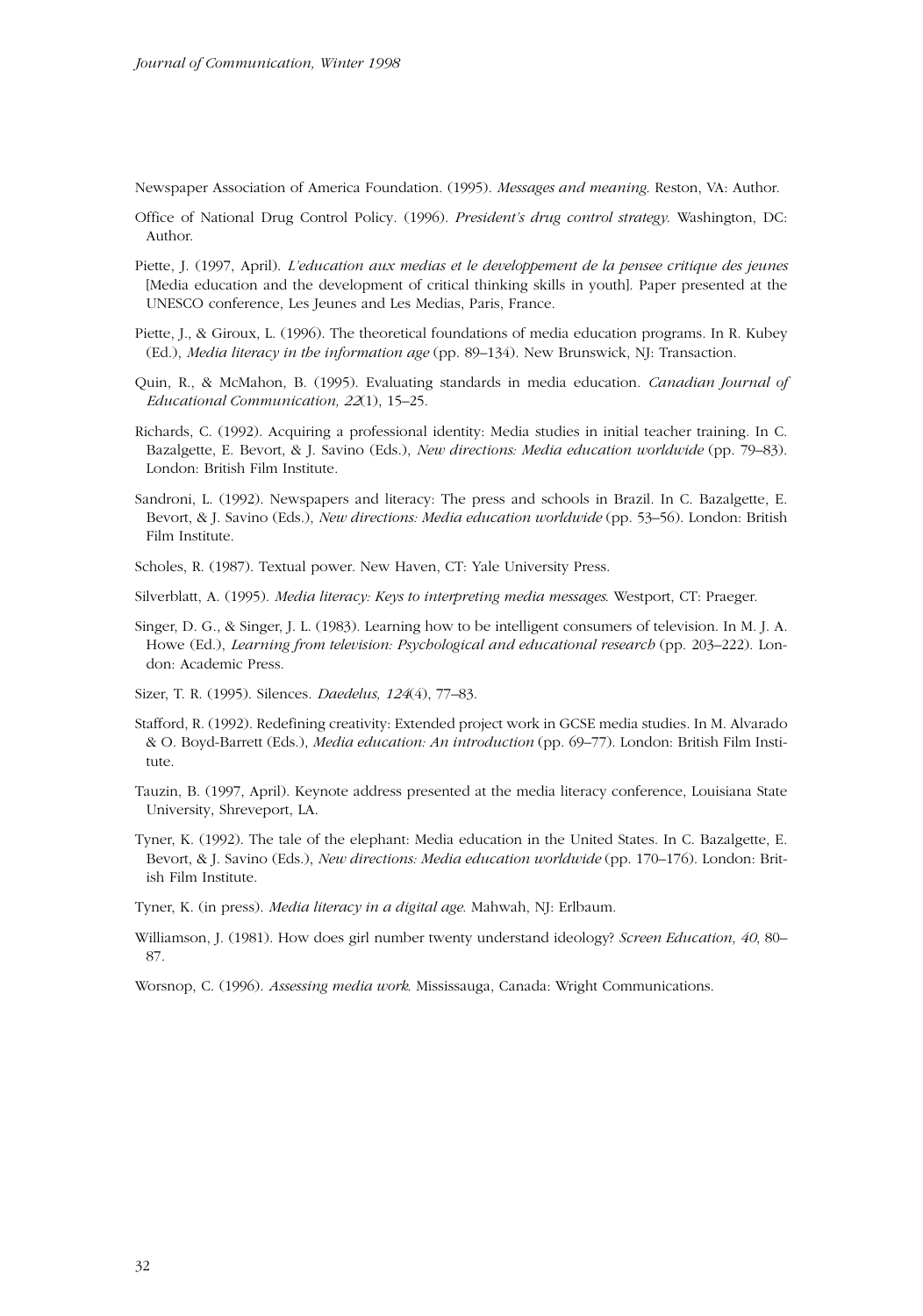Newspaper Association of America Foundation. (1995). *Messages and meaning.* Reston, VA: Author.

Office of National Drug Control Policy. (1996). *President's drug control strategy.* Washington, DC: Author.

Piette, J. (1997, April). *L'education aux medias et le developpement de la pensee critique des jeunes* [Media education and the development of critical thinking skills in youth]. Paper presented at the UNESCO conference, Les Jeunes and Les Medias, Paris, France.

Piette, J., & Giroux, L. (1996). The theoretical foundations of media education programs. In R. Kubey (Ed.), *Media literacy in the information age* (pp. 89–134). New Brunswick, NJ: Transaction.

Quin, R., & McMahon, B. (1995). Evaluating standards in media education. *Canadian Journal of Educational Communication, 22*(1), 15–25.

Richards, C. (1992). Acquiring a professional identity: Media studies in initial teacher training. In C. Bazalgette, E. Bevort, & J. Savino (Eds.), *New directions: Media education worldwide* (pp. 79–83). London: British Film Institute.

Sandroni, L. (1992). Newspapers and literacy: The press and schools in Brazil. In C. Bazalgette, E. Bevort, & J. Savino (Eds.), *New directions: Media education worldwide* (pp. 53–56). London: British Film Institute.

Scholes, R. (1987). Textual power. New Haven, CT: Yale University Press.

Silverblatt, A. (1995). *Media literacy: Keys to interpreting media messages.* Westport, CT: Praeger.

Singer, D. G., & Singer, J. L. (1983). Learning how to be intelligent consumers of television. In M. J. A. Howe (Ed.), *Learning from television: Psychological and educational research* (pp. 203–222). London: Academic Press.

Sizer, T. R. (1995). Silences. *Daedelus, 124*(4), 77–83.

Stafford, R. (1992). Redefining creativity: Extended project work in GCSE media studies. In M. Alvarado & O. Boyd-Barrett (Eds.), *Media education: An introduction* (pp. 69–77). London: British Film Institute.

Tauzin, B. (1997, April). Keynote address presented at the media literacy conference, Louisiana State University, Shreveport, LA.

Tyner, K. (1992). The tale of the elephant: Media education in the United States. In C. Bazalgette, E. Bevort, & J. Savino (Eds.), *New directions: Media education worldwide* (pp. 170–176). London: British Film Institute.

Tyner, K. (in press). *Media literacy in a digital age.* Mahwah, NJ: Erlbaum.

Williamson, J. (1981). How does girl number twenty understand ideology? *Screen Education, 40,* 80–87.

Worsnop, C. (1996). *Assessing media work.* Mississauga, Canada: Wright Communications.